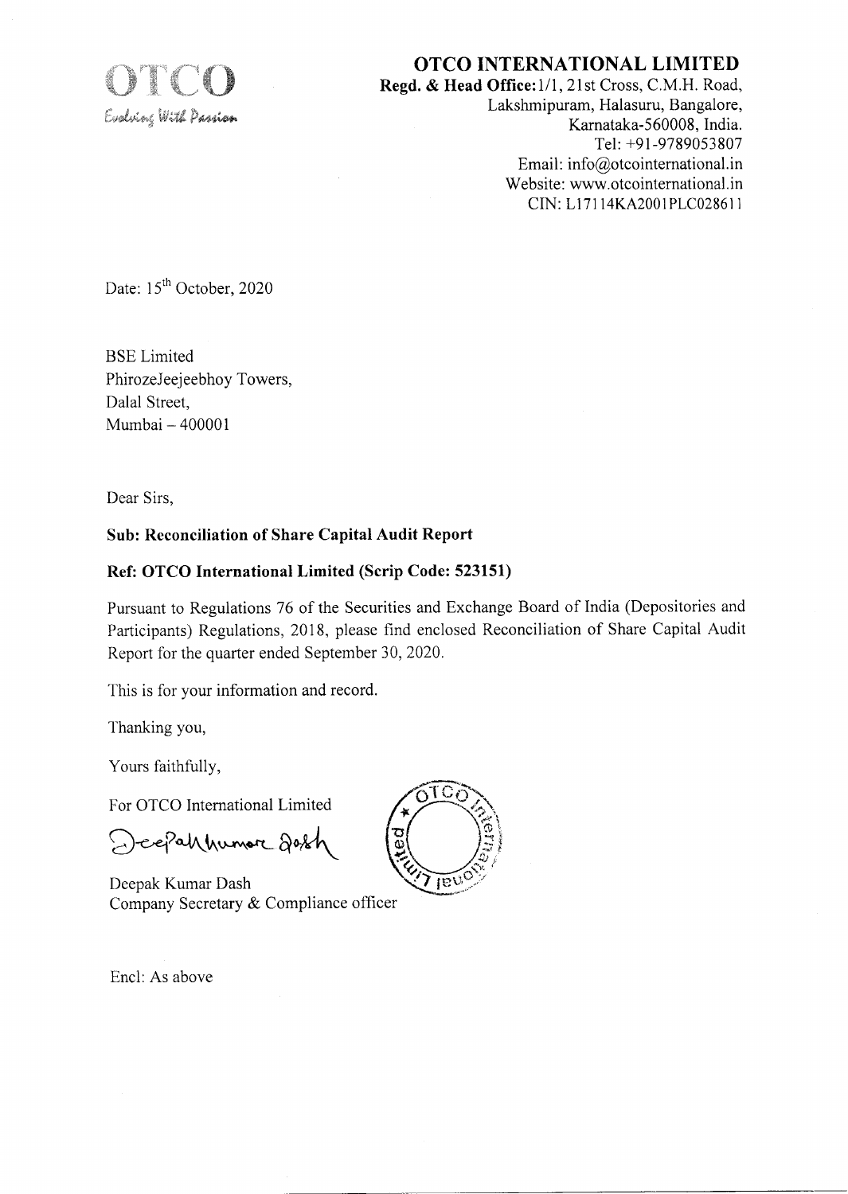OTCO

Evolving With Passion

**OTCO INTERNATIONAL LIMITED**

**Regd. & Head Office:** 1/1, 21st Cross, C.M.H. Road,
Lakshmipuram, Halasuru, Bangalore,
Karnataka-560008, India.
Tel: +91-9789053807
Email: info@otcointernational.in
Website: www.otcointernational.in
CIN: L17114KA2001PLC028611

Date: 15th October, 2020

BSE Limited
PhirozeJeejeebhoy Towers,
Dalal Street,
Mumbai – 400001

Dear Sirs,

**Sub: Reconciliation of Share Capital Audit Report**

**Ref: OTCO International Limited (Scrip Code: 523151)**

Pursuant to Regulations 76 of the Securities and Exchange Board of India (Depositories and Participants) Regulations, 2018, please find enclosed Reconciliation of Share Capital Audit Report for the quarter ended September 30, 2020.

This is for your information and record.

Thanking you,

Yours faithfully,

For OTCO International Limited

Deepak Kumar Dash
Company Secretary & Compliance officer

Encl: As above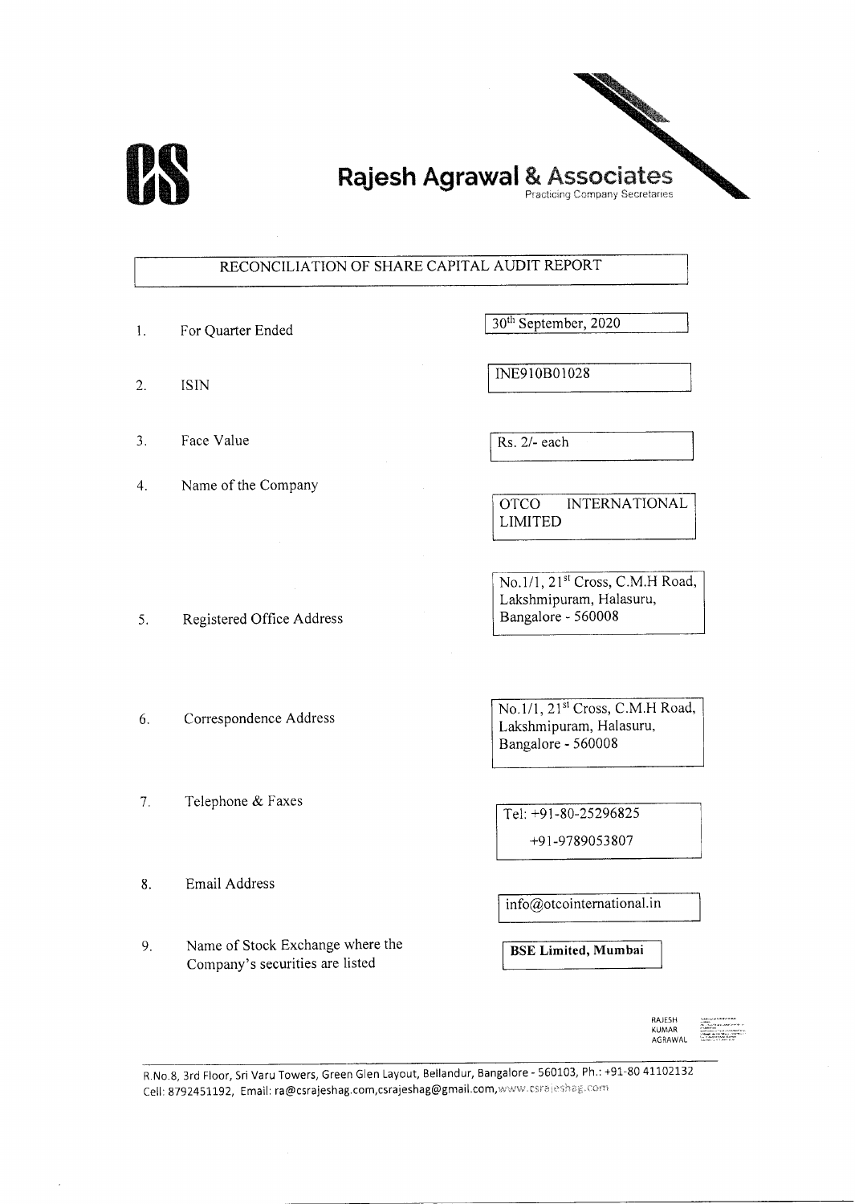# Rajesh Agrawal & Associates

Practicing Company Secretaries

## RECONCILIATION OF SHARE CAPITAL AUDIT REPORT

| | | |
|---|---|---|
| 1. | For Quarter Ended | 30th September, 2020 |
| 2. | ISIN | INE910B01028 |
| 3. | Face Value | Rs. 2/- each |
| 4. | Name of the Company | OTCO INTERNATIONAL LIMITED |
| 5. | Registered Office Address | No.1/1, 21st Cross, C.M.H Road, Lakshmipuram, Halasuru, Bangalore - 560008 |
| 6. | Correspondence Address | No.1/1, 21st Cross, C.M.H Road, Lakshmipuram, Halasuru, Bangalore - 560008 |
| 7. | Telephone & Faxes | Tel: +91-80-25296825<br>+91-9789053807 |
| 8. | Email Address | info@otcointernational.in |
| 9. | Name of Stock Exchange where the Company's securities are listed | **BSE Limited, Mumbai** |

RAJESH KUMAR AGRAWAL

R.No.8, 3rd Floor, Sri Varu Towers, Green Glen Layout, Bellandur, Bangalore - 560103, Ph.: +91-80 41102132
Cell: 8792451192, Email: ra@csrajeshag.com,csrajeshag@gmail.com,www.csrajeshag.com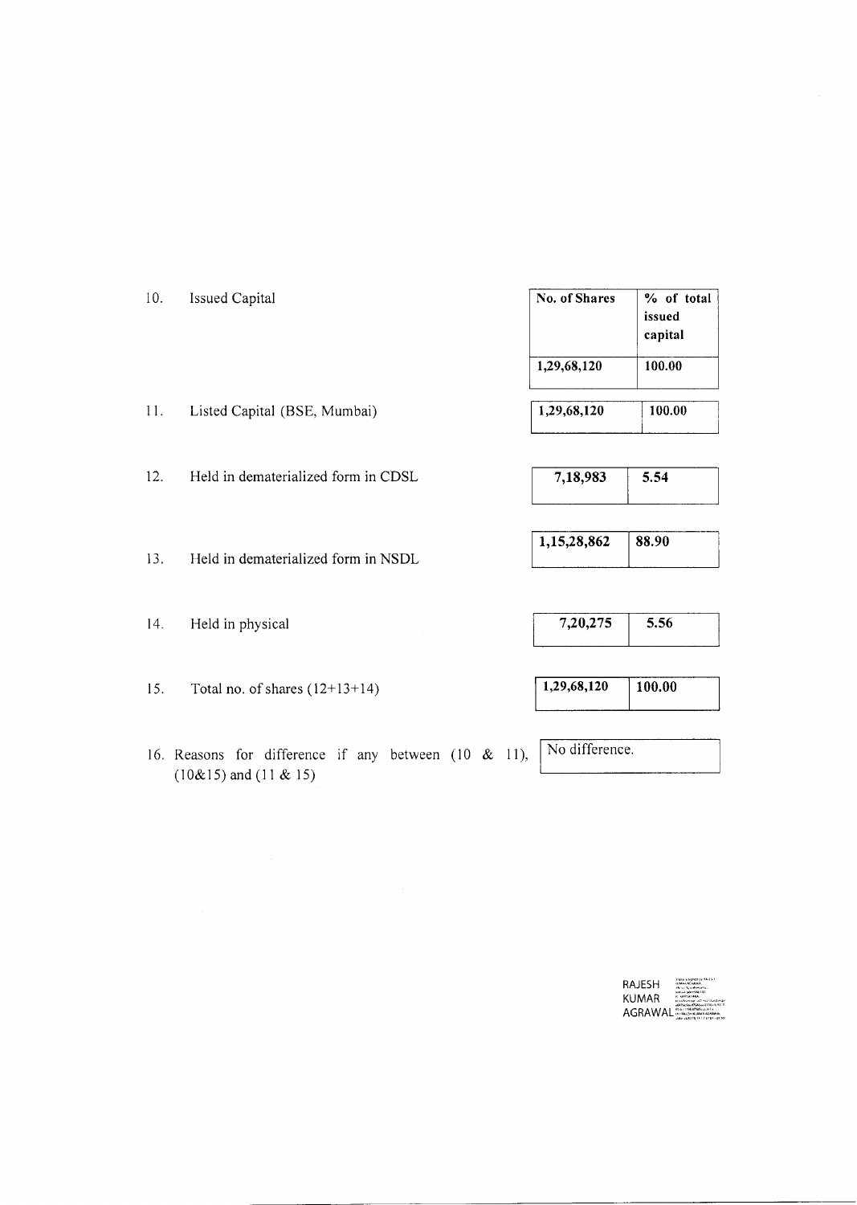| | | No. of Shares | % of total issued capital |
|---|---|---|---|
| 10. | Issued Capital | 1,29,68,120 | 100.00 |
| 11. | Listed Capital (BSE, Mumbai) | 1,29,68,120 | 100.00 |
| 12. | Held in dematerialized form in CDSL | 7,18,983 | 5.54 |
| 13. | Held in dematerialized form in NSDL | 1,15,28,862 | 88.90 |
| 14. | Held in physical | 7,20,275 | 5.56 |
| 15. | Total no. of shares (12+13+14) | 1,29,68,120 | 100.00 |

16. Reasons for difference if any between (10 & 11), (10&15) and (11 & 15): No difference.

RAJESH KUMAR AGRAWAL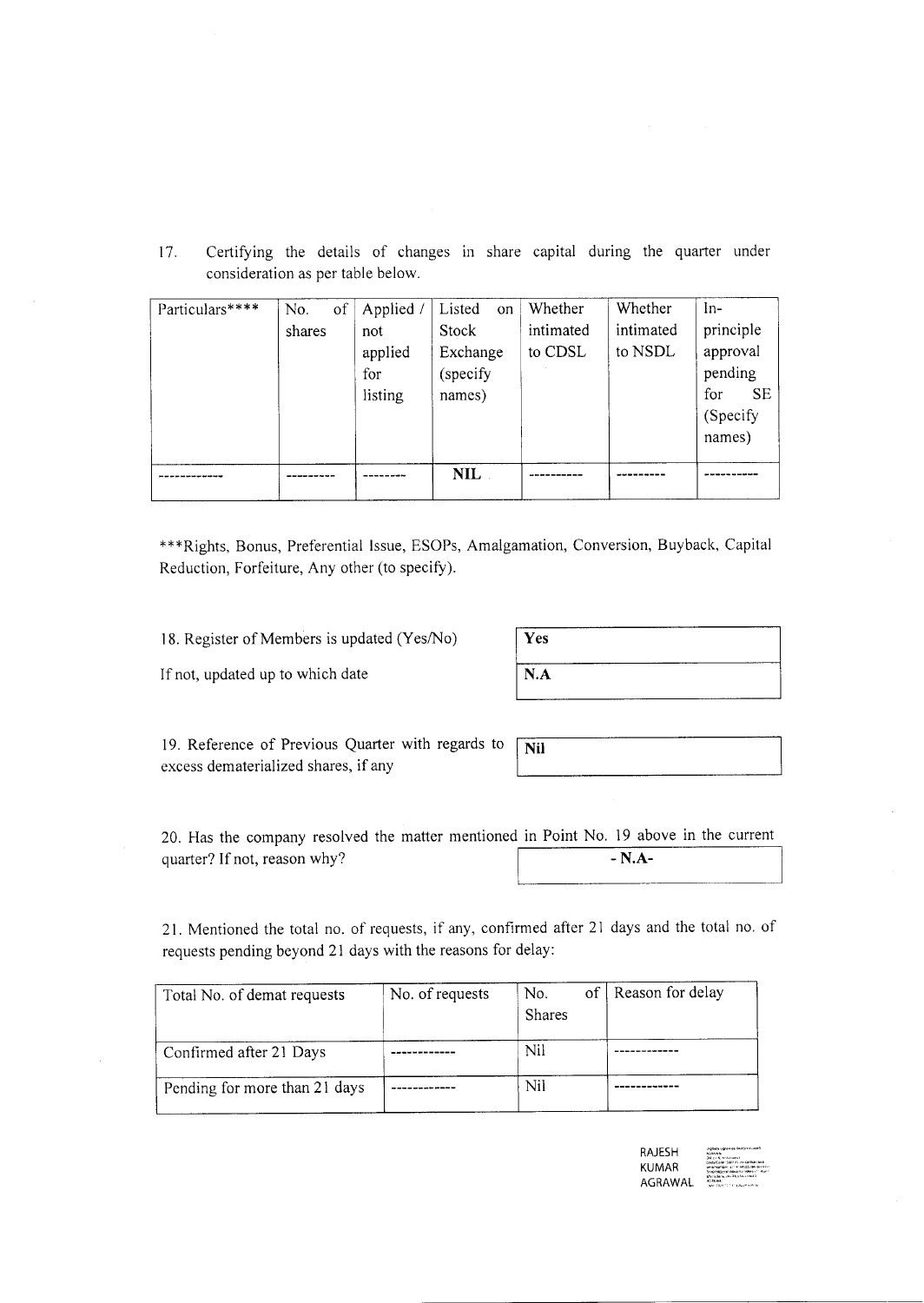17. Certifying the details of changes in share capital during the quarter under consideration as per table below.

| Particulars**** | No. of shares | Applied / not applied for listing | Listed on Stock Exchange (specify names) | Whether intimated to CDSL | Whether intimated to NSDL | In-principle approval pending for SE (Specify names) |
|---|---|---|---|---|---|---|
| ------------ | --------- | -------- | **NIL** | ---------- | --------- | ---------- |

***Rights, Bonus, Preferential Issue, ESOPs, Amalgamation, Conversion, Buyback, Capital Reduction, Forfeiture, Any other (to specify).

| | |
|---|---|
| 18. Register of Members is updated (Yes/No) | **Yes** |
| If not, updated up to which date | **N.A** |

| | |
|---|---|
| 19. Reference of Previous Quarter with regards to excess dematerialized shares, if any | **Nil** |

| | |
|---|---|
| 20. Has the company resolved the matter mentioned in Point No. 19 above in the current quarter? If not, reason why? | **- N.A-** |

21. Mentioned the total no. of requests, if any, confirmed after 21 days and the total no. of requests pending beyond 21 days with the reasons for delay:

| Total No. of demat requests | No. of requests | No. of Shares | Reason for delay |
|---|---|---|---|
| Confirmed after 21 Days | ------------ | Nil | ------------ |
| Pending for more than 21 days | ------------ | Nil | ------------ |

RAJESH KUMAR AGRAWAL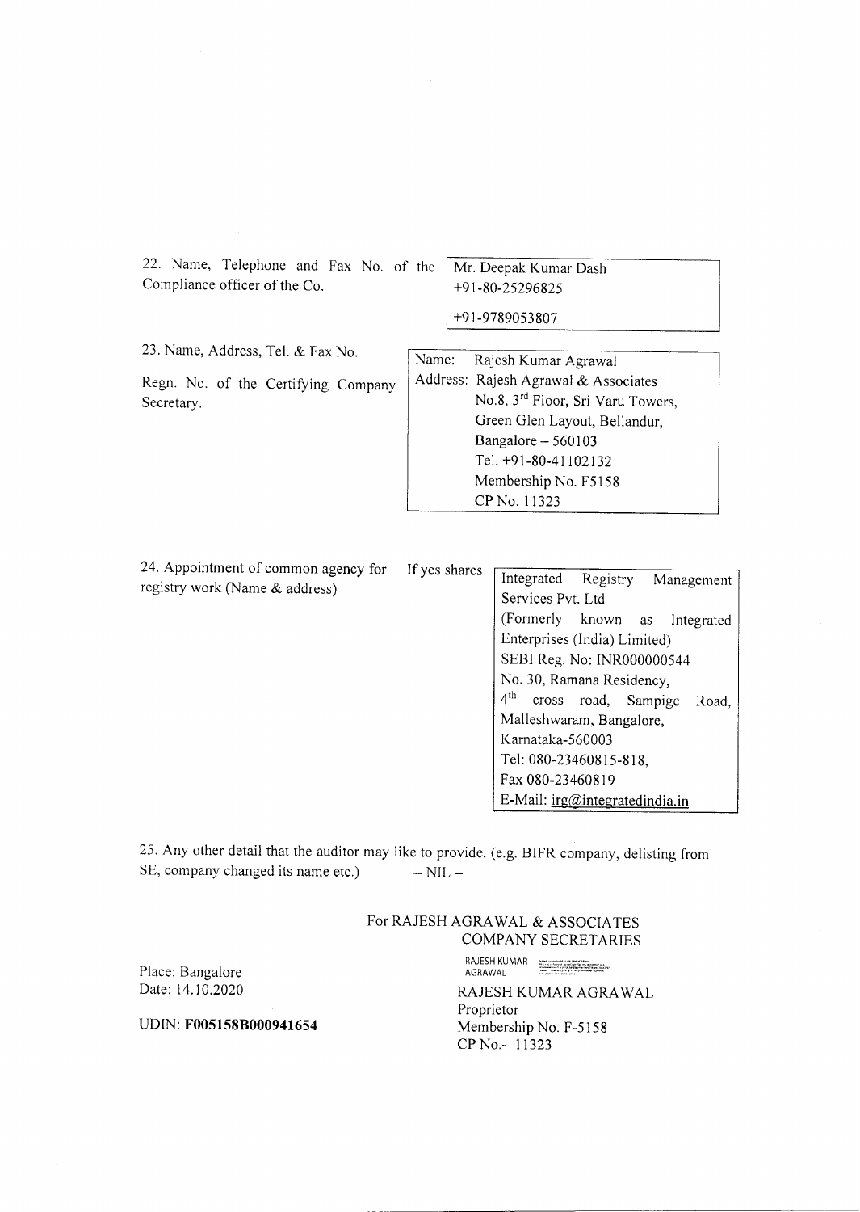| | |
|---|---|
| 22. Name, Telephone and Fax No. of the Compliance officer of the Co. | Mr. Deepak Kumar Dash<br>+91-80-25296825<br>+91-9789053807 |

| | |
|---|---|
| 23. Name, Address, Tel. & Fax No.<br><br>Regn. No. of the Certifying Company Secretary. | Name: Rajesh Kumar Agrawal<br>Address: Rajesh Agrawal & Associates<br>No.8, 3rd Floor, Sri Varu Towers,<br>Green Glen Layout, Bellandur,<br>Bangalore – 560103<br>Tel. +91-80-41102132<br>Membership No. F5158<br>CP No. 11323 |

| | | |
|---|---|---|
| 24. Appointment of common agency for registry work (Name & address) | If yes shares | Integrated Registry Management Services Pvt. Ltd<br>(Formerly known as Integrated Enterprises (India) Limited)<br>SEBI Reg. No: INR000000544<br>No. 30, Ramana Residency,<br>4th cross road, Sampige Road,<br>Malleshwaram, Bangalore,<br>Karnataka-560003<br>Tel: 080-23460815-818,<br>Fax 080-23460819<br>E-Mail: irg@integratedindia.in |

25. Any other detail that the auditor may like to provide. (e.g. BIFR company, delisting from SE, company changed its name etc.) -- NIL –

For RAJESH AGRAWAL & ASSOCIATES
COMPANY SECRETARIES

Place: Bangalore
Date: 14.10.2020

UDIN: **F005158B000941654**

RAJESH KUMAR AGRAWAL
Proprietor
Membership No. F-5158
CP No.- 11323